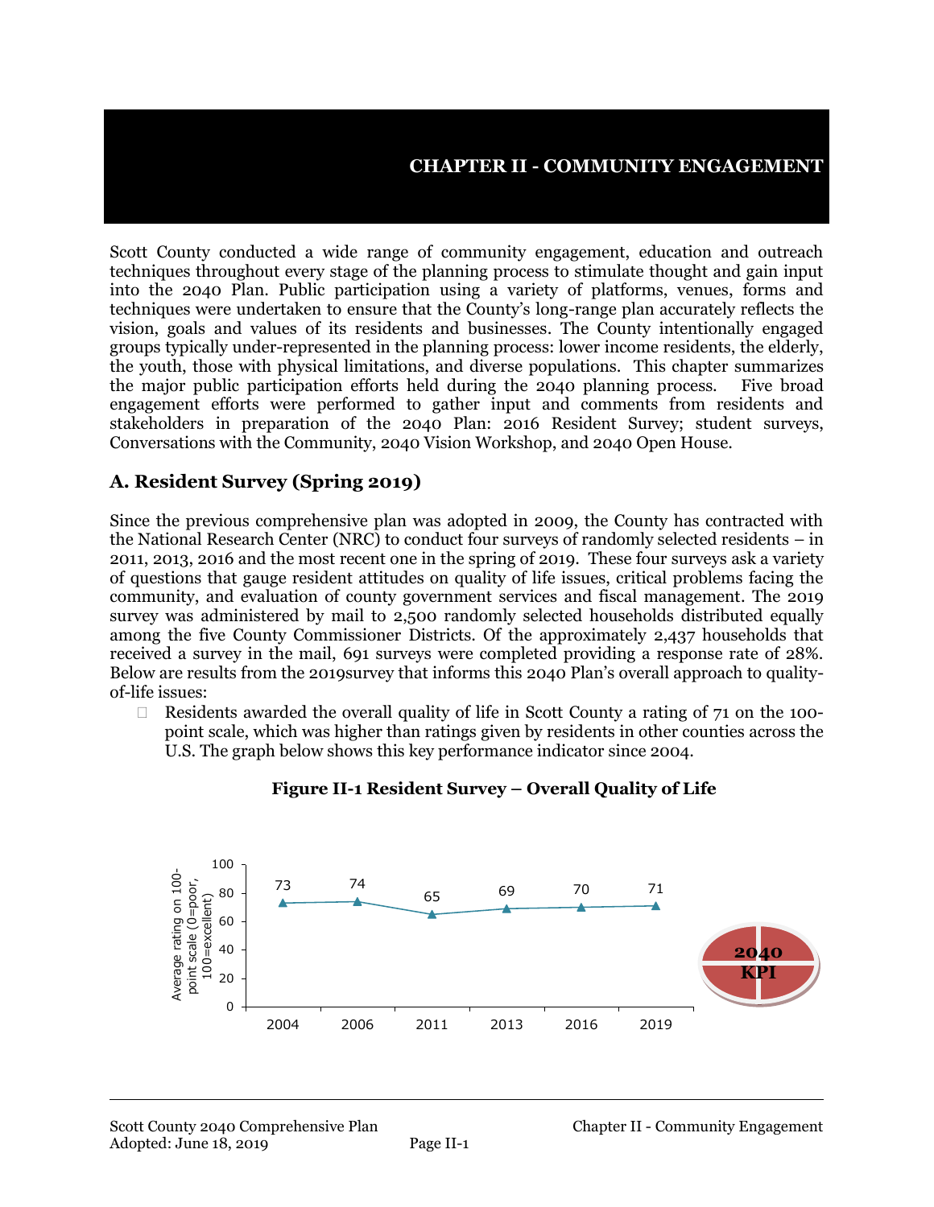# CHAPTER II - COMMUNITY ENGAGEMENT

Scott County conducted a wide range of community engagement, education and outreach techniques throughout every stage of the planning process to stimulate thought and gain input into the 2040 Plan. Public participation using a variety of platforms, venues, forms and techniques were undertaken to ensure that the County's long-range plan accurately reflects the vision, goals and values of its residents and businesses. The County intentionally engaged groups typically under-represented in the planning process: lower income residents, the elderly, the youth, those with physical limitations, and diverse populations. This chapter summarizes the major public participation efforts held during the 2040 planning process. Five broad engagement efforts were performed to gather input and comments from residents and stakeholders in preparation of the 2040 Plan: 2016 Resident Survey; student surveys, Conversations with the Community, 2040 Vision Workshop, and 2040 Open House.

## A. Resident Survey (Spring 2019)

Since the previous comprehensive plan was adopted in 2009, the County has contracted with the National Research Center (NRC) to conduct four surveys of randomly selected residents – in 2011, 2013, 2016 and the most recent one in the spring of 2019. These four surveys ask a variety of questions that gauge resident attitudes on quality of life issues, critical problems facing the community, and evaluation of county government services and fiscal management. The 2019 survey was administered by mail to 2,500 randomly selected households distributed equally among the five County Commissioner Districts. Of the approximately 2,437 households that received a survey in the mail, 691 surveys were completed providing a response rate of 28%. Below are results from the 2019survey that informs this 2040 Plan's overall approach to quality-of-life issues:

- Residents awarded the overall quality of life in Scott County a rating of 71 on the 100-point scale, which was higher than ratings given by residents in other counties across the U.S. The graph below shows this key performance indicator since 2004.

**Figure II-1 Resident Survey – Overall Quality of Life**

| Year | Average rating on 100-point scale (0=poor, 100=excellent) |
| --- | --- |
| 2004 | 73 |
| 2006 | 74 |
| 2011 | 65 |
| 2013 | 69 |
| 2016 | 70 |
| 2019 | 71 |

2040 KPI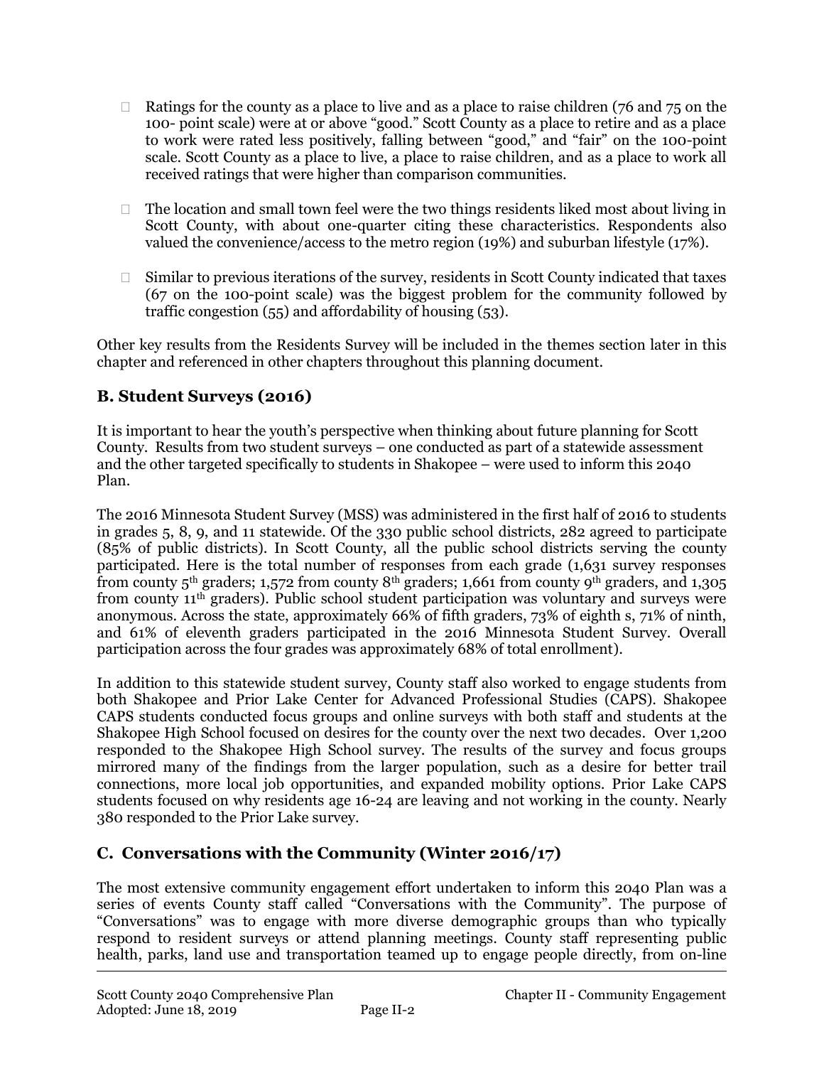- Ratings for the county as a place to live and as a place to raise children (76 and 75 on the 100- point scale) were at or above "good." Scott County as a place to retire and as a place to work were rated less positively, falling between "good," and "fair" on the 100-point scale. Scott County as a place to live, a place to raise children, and as a place to work all received ratings that were higher than comparison communities.

- The location and small town feel were the two things residents liked most about living in Scott County, with about one-quarter citing these characteristics. Respondents also valued the convenience/access to the metro region (19%) and suburban lifestyle (17%).

- Similar to previous iterations of the survey, residents in Scott County indicated that taxes (67 on the 100-point scale) was the biggest problem for the community followed by traffic congestion (55) and affordability of housing (53).

Other key results from the Residents Survey will be included in the themes section later in this chapter and referenced in other chapters throughout this planning document.

## B. Student Surveys (2016)

It is important to hear the youth's perspective when thinking about future planning for Scott County. Results from two student surveys – one conducted as part of a statewide assessment and the other targeted specifically to students in Shakopee – were used to inform this 2040 Plan.

The 2016 Minnesota Student Survey (MSS) was administered in the first half of 2016 to students in grades 5, 8, 9, and 11 statewide. Of the 330 public school districts, 282 agreed to participate (85% of public districts). In Scott County, all the public school districts serving the county participated. Here is the total number of responses from each grade (1,631 survey responses from county 5th graders; 1,572 from county 8th graders; 1,661 from county 9th graders, and 1,305 from county 11th graders). Public school student participation was voluntary and surveys were anonymous. Across the state, approximately 66% of fifth graders, 73% of eighth s, 71% of ninth, and 61% of eleventh graders participated in the 2016 Minnesota Student Survey. Overall participation across the four grades was approximately 68% of total enrollment).

In addition to this statewide student survey, County staff also worked to engage students from both Shakopee and Prior Lake Center for Advanced Professional Studies (CAPS). Shakopee CAPS students conducted focus groups and online surveys with both staff and students at the Shakopee High School focused on desires for the county over the next two decades. Over 1,200 responded to the Shakopee High School survey. The results of the survey and focus groups mirrored many of the findings from the larger population, such as a desire for better trail connections, more local job opportunities, and expanded mobility options. Prior Lake CAPS students focused on why residents age 16-24 are leaving and not working in the county. Nearly 380 responded to the Prior Lake survey.

## C. Conversations with the Community (Winter 2016/17)

The most extensive community engagement effort undertaken to inform this 2040 Plan was a series of events County staff called "Conversations with the Community". The purpose of "Conversations" was to engage with more diverse demographic groups than who typically respond to resident surveys or attend planning meetings. County staff representing public health, parks, land use and transportation teamed up to engage people directly, from on-line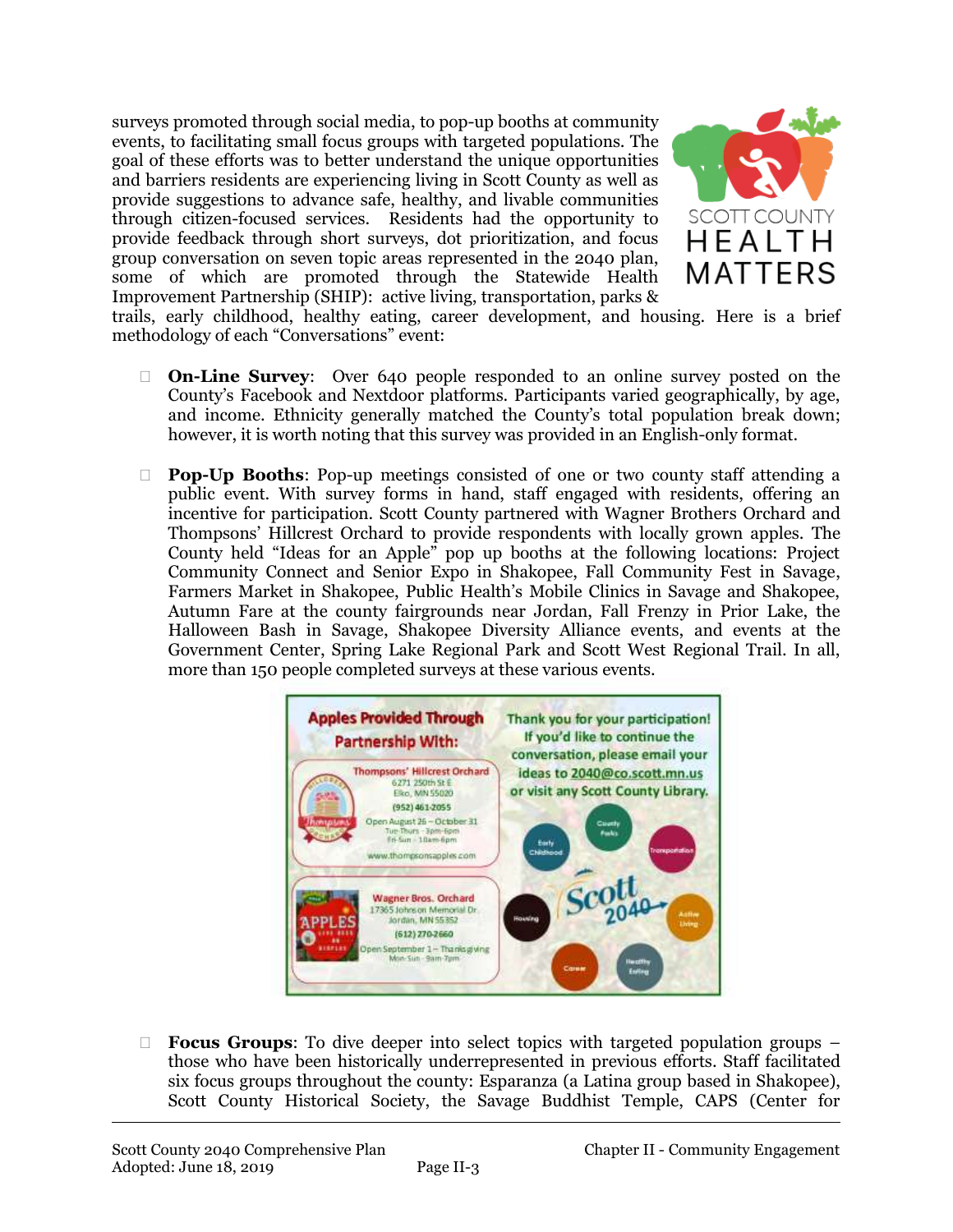surveys promoted through social media, to pop-up booths at community events, to facilitating small focus groups with targeted populations. The goal of these efforts was to better understand the unique opportunities and barriers residents are experiencing living in Scott County as well as provide suggestions to advance safe, healthy, and livable communities through citizen-focused services. Residents had the opportunity to provide feedback through short surveys, dot prioritization, and focus group conversation on seven topic areas represented in the 2040 plan, some of which are promoted through the Statewide Health Improvement Partnership (SHIP): active living, transportation, parks & trails, early childhood, healthy eating, career development, and housing. Here is a brief methodology of each "Conversations" event:

- **On-Line Survey**: Over 640 people responded to an online survey posted on the County's Facebook and Nextdoor platforms. Participants varied geographically, by age, and income. Ethnicity generally matched the County's total population break down; however, it is worth noting that this survey was provided in an English-only format.

- **Pop-Up Booths**: Pop-up meetings consisted of one or two county staff attending a public event. With survey forms in hand, staff engaged with residents, offering an incentive for participation. Scott County partnered with Wagner Brothers Orchard and Thompsons' Hillcrest Orchard to provide respondents with locally grown apples. The County held "Ideas for an Apple" pop up booths at the following locations: Project Community Connect and Senior Expo in Shakopee, Fall Community Fest in Savage, Farmers Market in Shakopee, Public Health's Mobile Clinics in Savage and Shakopee, Autumn Fare at the county fairgrounds near Jordan, Fall Frenzy in Prior Lake, the Halloween Bash in Savage, Shakopee Diversity Alliance events, and events at the Government Center, Spring Lake Regional Park and Scott West Regional Trail. In all, more than 150 people completed surveys at these various events.

- **Focus Groups**: To dive deeper into select topics with targeted population groups – those who have been historically underrepresented in previous efforts. Staff facilitated six focus groups throughout the county: Esparanza (a Latina group based in Shakopee), Scott County Historical Society, the Savage Buddhist Temple, CAPS (Center for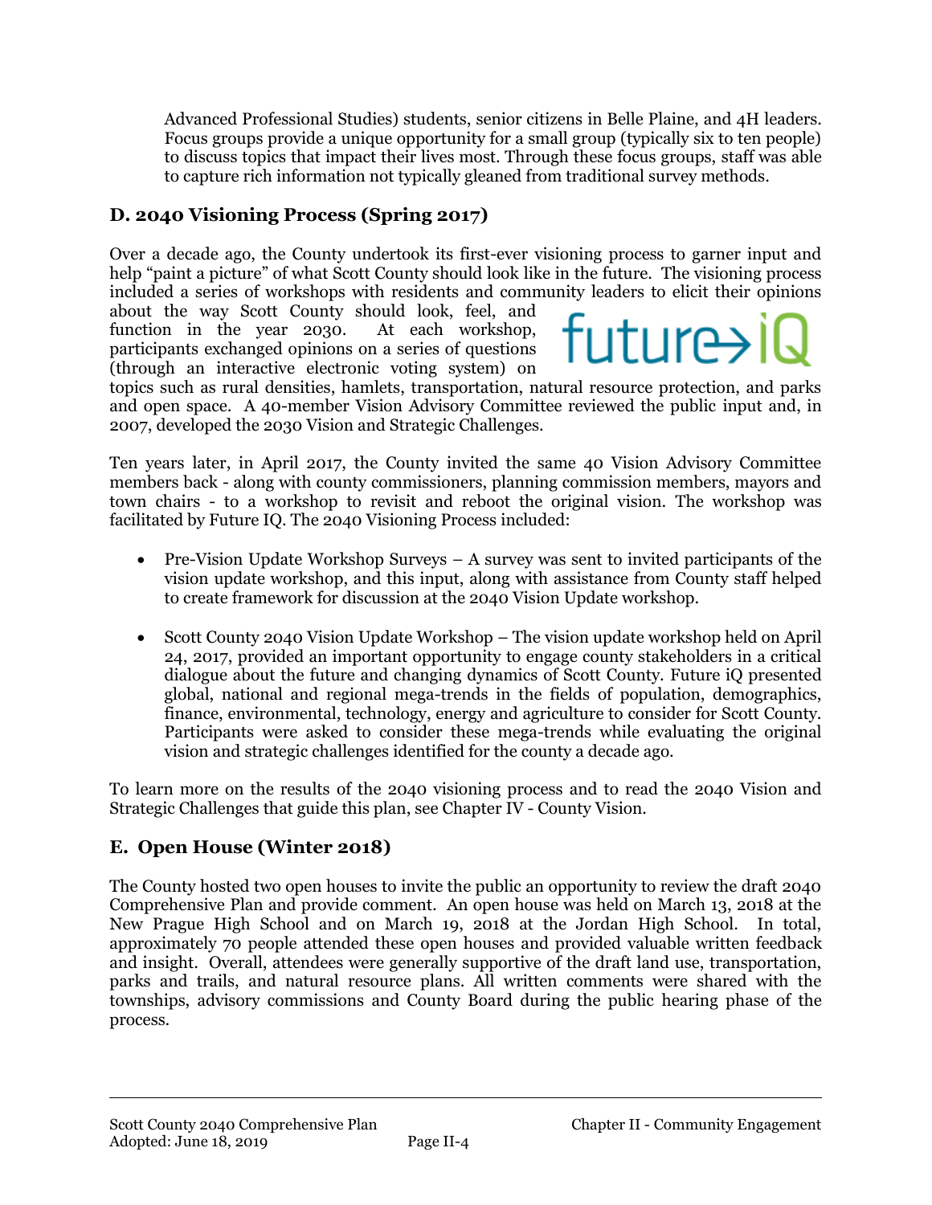Advanced Professional Studies) students, senior citizens in Belle Plaine, and 4H leaders. Focus groups provide a unique opportunity for a small group (typically six to ten people) to discuss topics that impact their lives most. Through these focus groups, staff was able to capture rich information not typically gleaned from traditional survey methods.

## D. 2040 Visioning Process (Spring 2017)

Over a decade ago, the County undertook its first-ever visioning process to garner input and help "paint a picture" of what Scott County should look like in the future. The visioning process included a series of workshops with residents and community leaders to elicit their opinions about the way Scott County should look, feel, and function in the year 2030. At each workshop, participants exchanged opinions on a series of questions (through an interactive electronic voting system) on topics such as rural densities, hamlets, transportation, natural resource protection, and parks and open space. A 40-member Vision Advisory Committee reviewed the public input and, in 2007, developed the 2030 Vision and Strategic Challenges.

Ten years later, in April 2017, the County invited the same 40 Vision Advisory Committee members back - along with county commissioners, planning commission members, mayors and town chairs - to a workshop to revisit and reboot the original vision. The workshop was facilitated by Future IQ. The 2040 Visioning Process included:

- Pre-Vision Update Workshop Surveys – A survey was sent to invited participants of the vision update workshop, and this input, along with assistance from County staff helped to create framework for discussion at the 2040 Vision Update workshop.

- Scott County 2040 Vision Update Workshop – The vision update workshop held on April 24, 2017, provided an important opportunity to engage county stakeholders in a critical dialogue about the future and changing dynamics of Scott County. Future iQ presented global, national and regional mega-trends in the fields of population, demographics, finance, environmental, technology, energy and agriculture to consider for Scott County. Participants were asked to consider these mega-trends while evaluating the original vision and strategic challenges identified for the county a decade ago.

To learn more on the results of the 2040 visioning process and to read the 2040 Vision and Strategic Challenges that guide this plan, see Chapter IV - County Vision.

## E. Open House (Winter 2018)

The County hosted two open houses to invite the public an opportunity to review the draft 2040 Comprehensive Plan and provide comment. An open house was held on March 13, 2018 at the New Prague High School and on March 19, 2018 at the Jordan High School. In total, approximately 70 people attended these open houses and provided valuable written feedback and insight. Overall, attendees were generally supportive of the draft land use, transportation, parks and trails, and natural resource plans. All written comments were shared with the townships, advisory commissions and County Board during the public hearing phase of the process.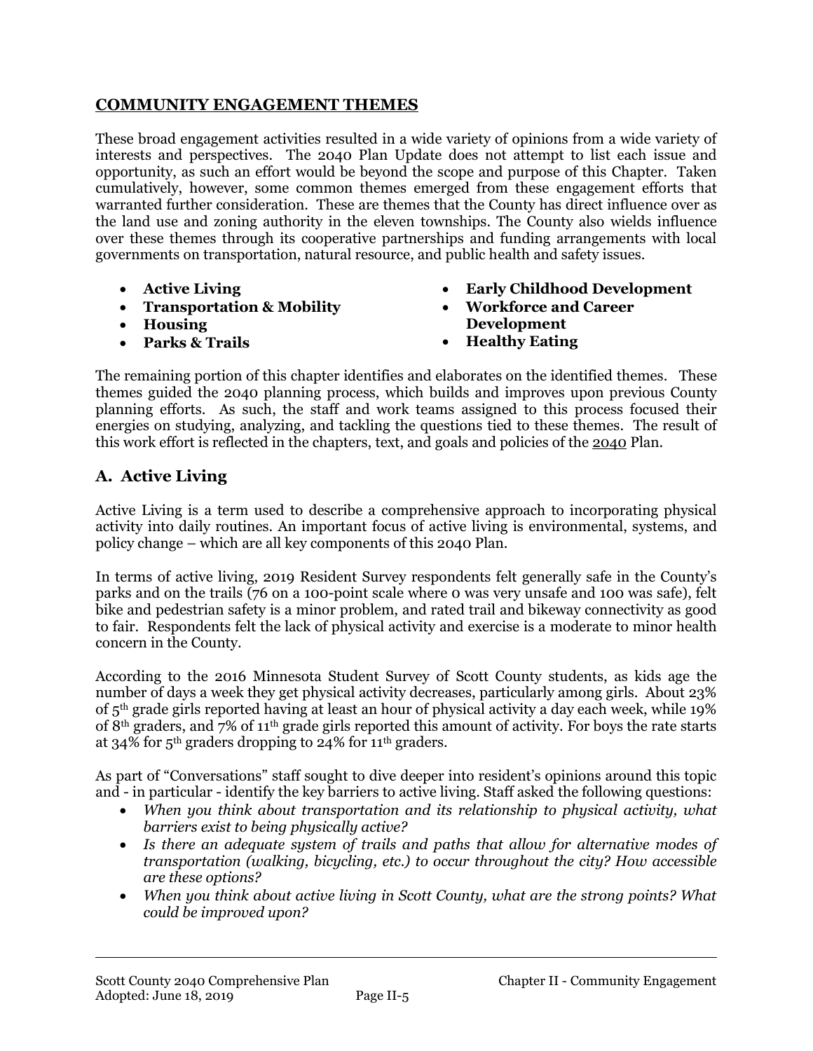## COMMUNITY ENGAGEMENT THEMES

These broad engagement activities resulted in a wide variety of opinions from a wide variety of interests and perspectives. The 2040 Plan Update does not attempt to list each issue and opportunity, as such an effort would be beyond the scope and purpose of this Chapter. Taken cumulatively, however, some common themes emerged from these engagement efforts that warranted further consideration. These are themes that the County has direct influence over as the land use and zoning authority in the eleven townships. The County also wields influence over these themes through its cooperative partnerships and funding arrangements with local governments on transportation, natural resource, and public health and safety issues.

- **Active Living**
- **Transportation & Mobility**
- **Housing**
- **Parks & Trails**
- **Early Childhood Development**
- **Workforce and Career Development**
- **Healthy Eating**

The remaining portion of this chapter identifies and elaborates on the identified themes. These themes guided the 2040 planning process, which builds and improves upon previous County planning efforts. As such, the staff and work teams assigned to this process focused their energies on studying, analyzing, and tackling the questions tied to these themes. The result of this work effort is reflected in the chapters, text, and goals and policies of the 2040 Plan.

## A. Active Living

Active Living is a term used to describe a comprehensive approach to incorporating physical activity into daily routines. An important focus of active living is environmental, systems, and policy change – which are all key components of this 2040 Plan.

In terms of active living, 2019 Resident Survey respondents felt generally safe in the County's parks and on the trails (76 on a 100-point scale where 0 was very unsafe and 100 was safe), felt bike and pedestrian safety is a minor problem, and rated trail and bikeway connectivity as good to fair. Respondents felt the lack of physical activity and exercise is a moderate to minor health concern in the County.

According to the 2016 Minnesota Student Survey of Scott County students, as kids age the number of days a week they get physical activity decreases, particularly among girls. About 23% of 5th grade girls reported having at least an hour of physical activity a day each week, while 19% of 8th graders, and 7% of 11th grade girls reported this amount of activity. For boys the rate starts at 34% for 5th graders dropping to 24% for 11th graders.

As part of "Conversations" staff sought to dive deeper into resident's opinions around this topic and - in particular - identify the key barriers to active living. Staff asked the following questions:

- *When you think about transportation and its relationship to physical activity, what barriers exist to being physically active?*
- *Is there an adequate system of trails and paths that allow for alternative modes of transportation (walking, bicycling, etc.) to occur throughout the city? How accessible are these options?*
- *When you think about active living in Scott County, what are the strong points? What could be improved upon?*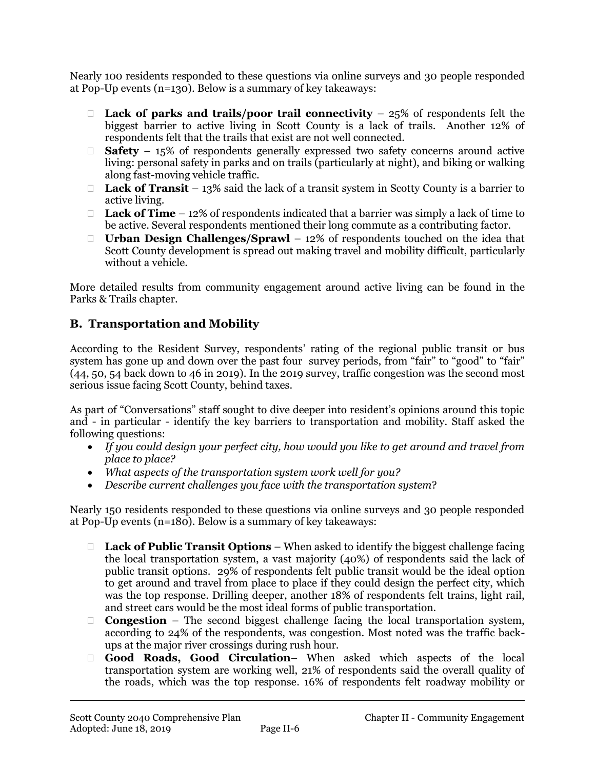Nearly 100 residents responded to these questions via online surveys and 30 people responded at Pop-Up events (n=130). Below is a summary of key takeaways:

- **Lack of parks and trails/poor trail connectivity** – 25% of respondents felt the biggest barrier to active living in Scott County is a lack of trails. Another 12% of respondents felt that the trails that exist are not well connected.
- **Safety** – 15% of respondents generally expressed two safety concerns around active living: personal safety in parks and on trails (particularly at night), and biking or walking along fast-moving vehicle traffic.
- **Lack of Transit** – 13% said the lack of a transit system in Scotty County is a barrier to active living.
- **Lack of Time** – 12% of respondents indicated that a barrier was simply a lack of time to be active. Several respondents mentioned their long commute as a contributing factor.
- **Urban Design Challenges/Sprawl** – 12% of respondents touched on the idea that Scott County development is spread out making travel and mobility difficult, particularly without a vehicle.

More detailed results from community engagement around active living can be found in the Parks & Trails chapter.

## B. Transportation and Mobility

According to the Resident Survey, respondents' rating of the regional public transit or bus system has gone up and down over the past four survey periods, from "fair" to "good" to "fair" (44, 50, 54 back down to 46 in 2019). In the 2019 survey, traffic congestion was the second most serious issue facing Scott County, behind taxes.

As part of "Conversations" staff sought to dive deeper into resident's opinions around this topic and - in particular - identify the key barriers to transportation and mobility. Staff asked the following questions:

- *If you could design your perfect city, how would you like to get around and travel from place to place?*
- *What aspects of the transportation system work well for you?*
- *Describe current challenges you face with the transportation system*?

Nearly 150 residents responded to these questions via online surveys and 30 people responded at Pop-Up events (n=180). Below is a summary of key takeaways:

- **Lack of Public Transit Options** – When asked to identify the biggest challenge facing the local transportation system, a vast majority (40%) of respondents said the lack of public transit options. 29% of respondents felt public transit would be the ideal option to get around and travel from place to place if they could design the perfect city, which was the top response. Drilling deeper, another 18% of respondents felt trains, light rail, and street cars would be the most ideal forms of public transportation.
- **Congestion** – The second biggest challenge facing the local transportation system, according to 24% of the respondents, was congestion. Most noted was the traffic back-ups at the major river crossings during rush hour.
- **Good Roads, Good Circulation**– When asked which aspects of the local transportation system are working well, 21% of respondents said the overall quality of the roads, which was the top response. 16% of respondents felt roadway mobility or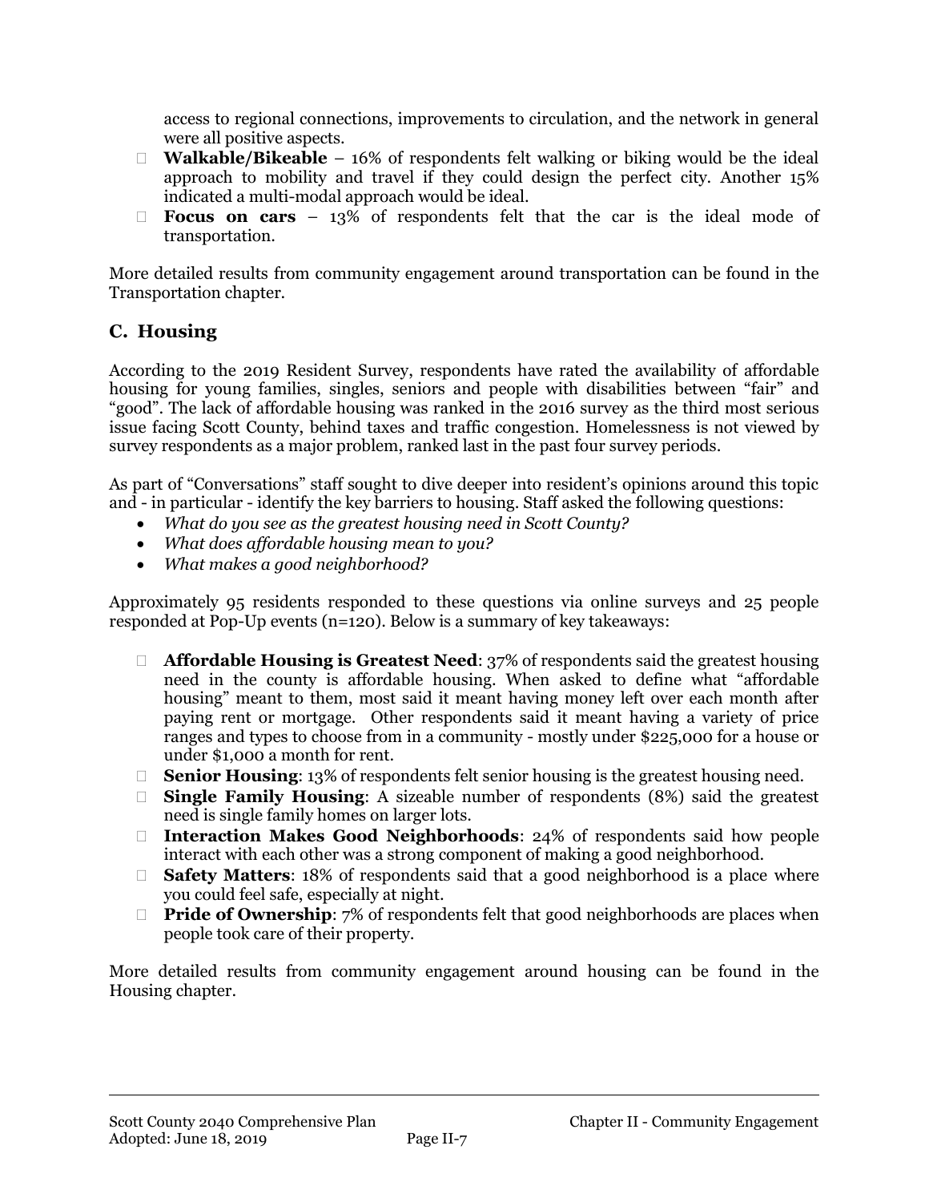access to regional connections, improvements to circulation, and the network in general were all positive aspects.

- **Walkable/Bikeable** – 16% of respondents felt walking or biking would be the ideal approach to mobility and travel if they could design the perfect city. Another 15% indicated a multi-modal approach would be ideal.
- **Focus on cars** – 13% of respondents felt that the car is the ideal mode of transportation.

More detailed results from community engagement around transportation can be found in the Transportation chapter.

## C. Housing

According to the 2019 Resident Survey, respondents have rated the availability of affordable housing for young families, singles, seniors and people with disabilities between "fair" and "good". The lack of affordable housing was ranked in the 2016 survey as the third most serious issue facing Scott County, behind taxes and traffic congestion. Homelessness is not viewed by survey respondents as a major problem, ranked last in the past four survey periods.

As part of "Conversations" staff sought to dive deeper into resident's opinions around this topic and - in particular - identify the key barriers to housing. Staff asked the following questions:

- *What do you see as the greatest housing need in Scott County?*
- *What does affordable housing mean to you?*
- *What makes a good neighborhood?*

Approximately 95 residents responded to these questions via online surveys and 25 people responded at Pop-Up events (n=120). Below is a summary of key takeaways:

- **Affordable Housing is Greatest Need**: 37% of respondents said the greatest housing need in the county is affordable housing. When asked to define what "affordable housing" meant to them, most said it meant having money left over each month after paying rent or mortgage. Other respondents said it meant having a variety of price ranges and types to choose from in a community - mostly under $225,000 for a house or under $1,000 a month for rent.
- **Senior Housing**: 13% of respondents felt senior housing is the greatest housing need.
- **Single Family Housing**: A sizeable number of respondents (8%) said the greatest need is single family homes on larger lots.
- **Interaction Makes Good Neighborhoods**: 24% of respondents said how people interact with each other was a strong component of making a good neighborhood.
- **Safety Matters**: 18% of respondents said that a good neighborhood is a place where you could feel safe, especially at night.
- **Pride of Ownership**: 7% of respondents felt that good neighborhoods are places when people took care of their property.

More detailed results from community engagement around housing can be found in the Housing chapter.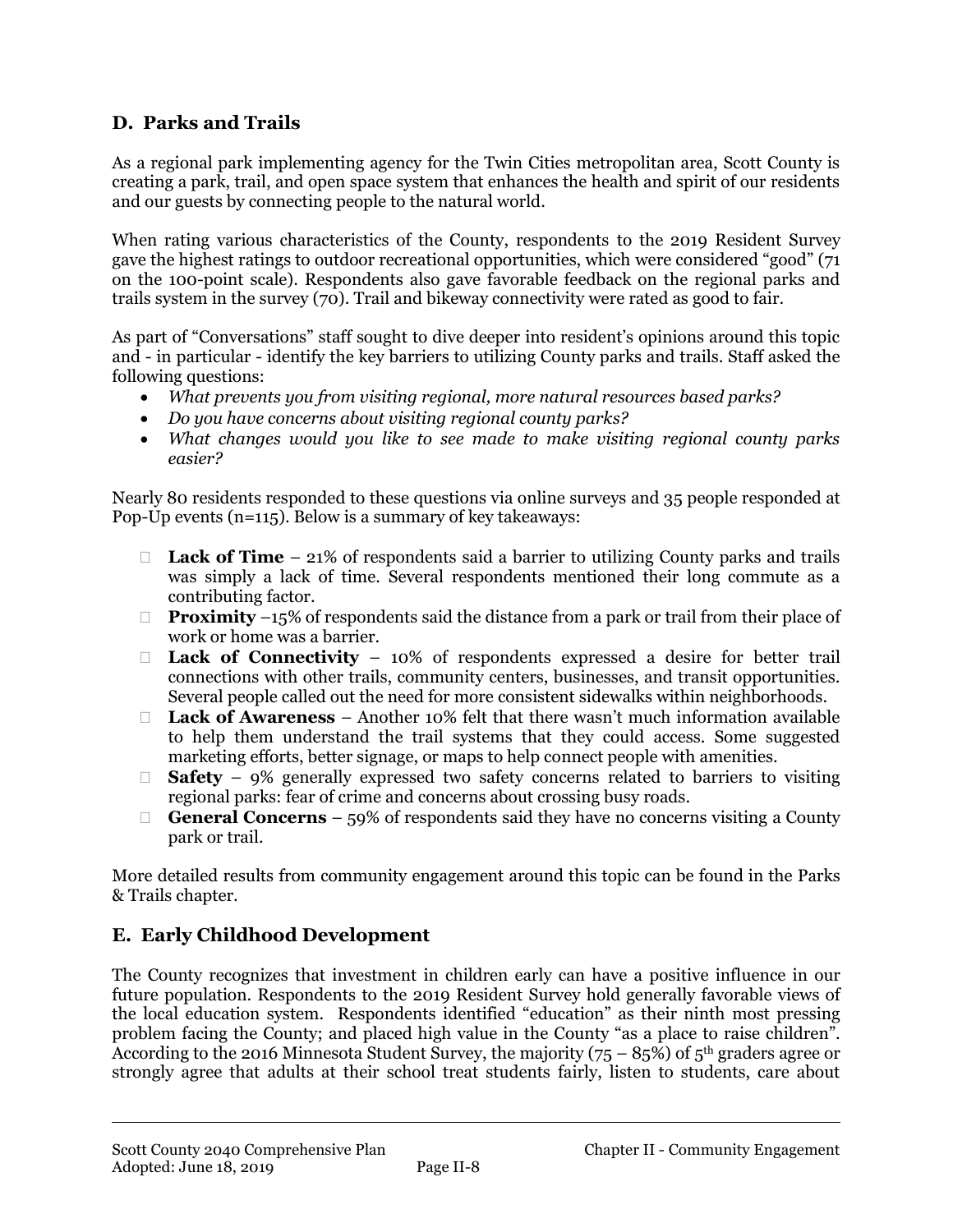## D. Parks and Trails

As a regional park implementing agency for the Twin Cities metropolitan area, Scott County is creating a park, trail, and open space system that enhances the health and spirit of our residents and our guests by connecting people to the natural world.

When rating various characteristics of the County, respondents to the 2019 Resident Survey gave the highest ratings to outdoor recreational opportunities, which were considered "good" (71 on the 100-point scale). Respondents also gave favorable feedback on the regional parks and trails system in the survey (70). Trail and bikeway connectivity were rated as good to fair.

As part of "Conversations" staff sought to dive deeper into resident's opinions around this topic and - in particular - identify the key barriers to utilizing County parks and trails. Staff asked the following questions:

- *What prevents you from visiting regional, more natural resources based parks?*
- *Do you have concerns about visiting regional county parks?*
- *What changes would you like to see made to make visiting regional county parks easier?*

Nearly 80 residents responded to these questions via online surveys and 35 people responded at Pop-Up events (n=115). Below is a summary of key takeaways:

- **Lack of Time** – 21% of respondents said a barrier to utilizing County parks and trails was simply a lack of time. Several respondents mentioned their long commute as a contributing factor.
- **Proximity** –15% of respondents said the distance from a park or trail from their place of work or home was a barrier.
- **Lack of Connectivity** – 10% of respondents expressed a desire for better trail connections with other trails, community centers, businesses, and transit opportunities. Several people called out the need for more consistent sidewalks within neighborhoods.
- **Lack of Awareness** – Another 10% felt that there wasn't much information available to help them understand the trail systems that they could access. Some suggested marketing efforts, better signage, or maps to help connect people with amenities.
- **Safety** – 9% generally expressed two safety concerns related to barriers to visiting regional parks: fear of crime and concerns about crossing busy roads.
- **General Concerns** – 59% of respondents said they have no concerns visiting a County park or trail.

More detailed results from community engagement around this topic can be found in the Parks & Trails chapter.

## E. Early Childhood Development

The County recognizes that investment in children early can have a positive influence in our future population. Respondents to the 2019 Resident Survey hold generally favorable views of the local education system. Respondents identified "education" as their ninth most pressing problem facing the County; and placed high value in the County "as a place to raise children". According to the 2016 Minnesota Student Survey, the majority (75 – 85%) of 5th graders agree or strongly agree that adults at their school treat students fairly, listen to students, care about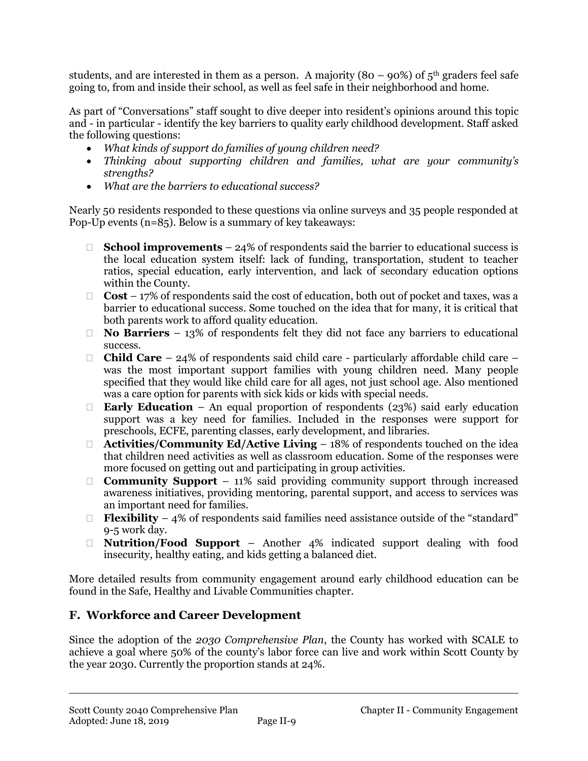students, and are interested in them as a person. A majority (80 – 90%) of 5th graders feel safe going to, from and inside their school, as well as feel safe in their neighborhood and home.

As part of "Conversations" staff sought to dive deeper into resident's opinions around this topic and - in particular - identify the key barriers to quality early childhood development. Staff asked the following questions:

- *What kinds of support do families of young children need?*
- *Thinking about supporting children and families, what are your community's strengths?*
- *What are the barriers to educational success?*

Nearly 50 residents responded to these questions via online surveys and 35 people responded at Pop-Up events (n=85). Below is a summary of key takeaways:

- **School improvements** – 24% of respondents said the barrier to educational success is the local education system itself: lack of funding, transportation, student to teacher ratios, special education, early intervention, and lack of secondary education options within the County.
- **Cost** – 17% of respondents said the cost of education, both out of pocket and taxes, was a barrier to educational success. Some touched on the idea that for many, it is critical that both parents work to afford quality education.
- **No Barriers** – 13% of respondents felt they did not face any barriers to educational success.
- **Child Care** – 24% of respondents said child care - particularly affordable child care – was the most important support families with young children need. Many people specified that they would like child care for all ages, not just school age. Also mentioned was a care option for parents with sick kids or kids with special needs.
- **Early Education** – An equal proportion of respondents (23%) said early education support was a key need for families. Included in the responses were support for preschools, ECFE, parenting classes, early development, and libraries.
- **Activities/Community Ed/Active Living** – 18% of respondents touched on the idea that children need activities as well as classroom education. Some of the responses were more focused on getting out and participating in group activities.
- **Community Support** – 11% said providing community support through increased awareness initiatives, providing mentoring, parental support, and access to services was an important need for families.
- **Flexibility** – 4% of respondents said families need assistance outside of the "standard" 9-5 work day.
- **Nutrition/Food Support** – Another 4% indicated support dealing with food insecurity, healthy eating, and kids getting a balanced diet.

More detailed results from community engagement around early childhood education can be found in the Safe, Healthy and Livable Communities chapter.

## F. Workforce and Career Development

Since the adoption of the *2030 Comprehensive Plan*, the County has worked with SCALE to achieve a goal where 50% of the county's labor force can live and work within Scott County by the year 2030. Currently the proportion stands at 24%.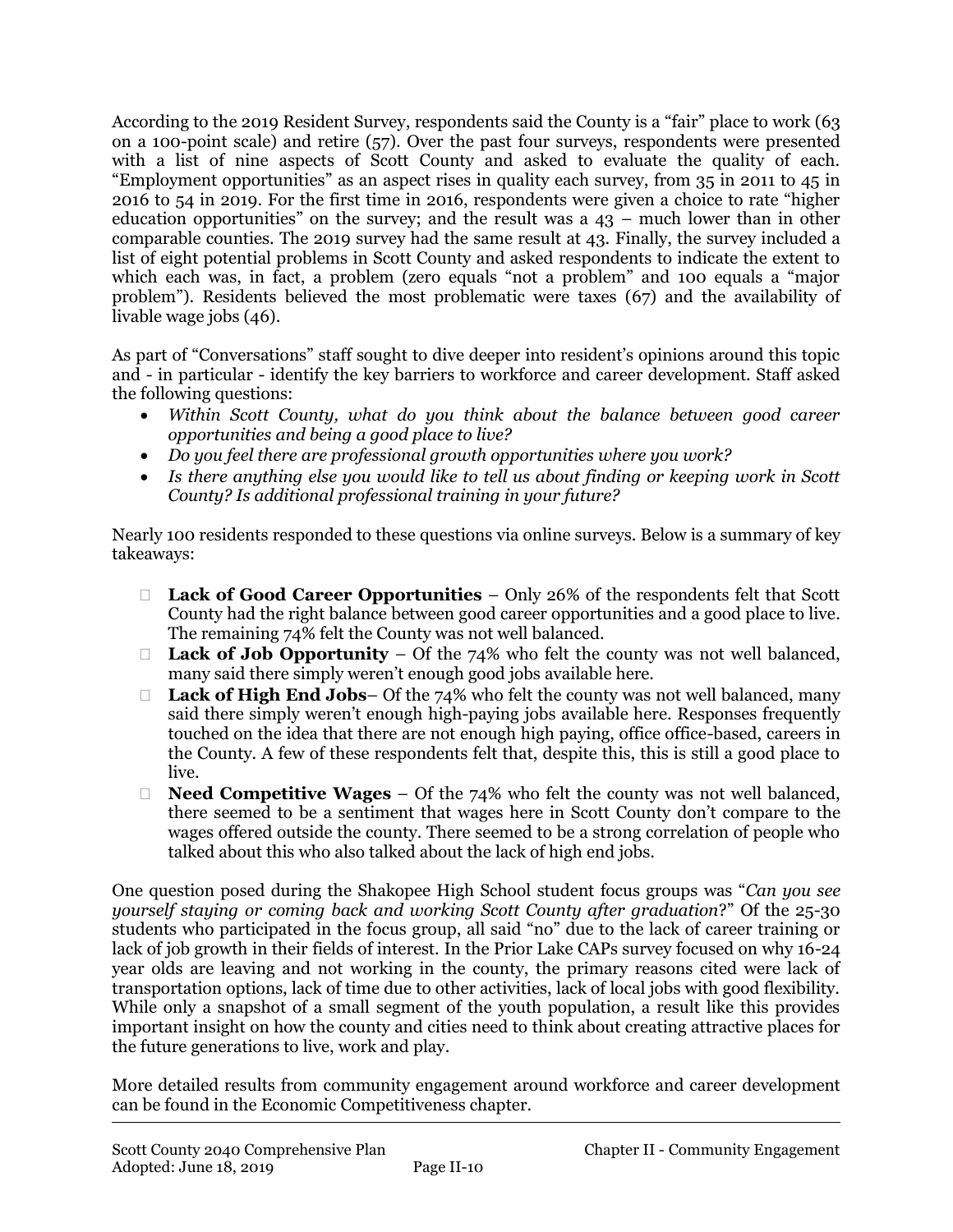According to the 2019 Resident Survey, respondents said the County is a "fair" place to work (63 on a 100-point scale) and retire (57). Over the past four surveys, respondents were presented with a list of nine aspects of Scott County and asked to evaluate the quality of each. "Employment opportunities" as an aspect rises in quality each survey, from 35 in 2011 to 45 in 2016 to 54 in 2019. For the first time in 2016, respondents were given a choice to rate "higher education opportunities" on the survey; and the result was a 43 – much lower than in other comparable counties. The 2019 survey had the same result at 43. Finally, the survey included a list of eight potential problems in Scott County and asked respondents to indicate the extent to which each was, in fact, a problem (zero equals "not a problem" and 100 equals a "major problem"). Residents believed the most problematic were taxes (67) and the availability of livable wage jobs (46).

As part of "Conversations" staff sought to dive deeper into resident's opinions around this topic and - in particular - identify the key barriers to workforce and career development. Staff asked the following questions:

- *Within Scott County, what do you think about the balance between good career opportunities and being a good place to live?*
- *Do you feel there are professional growth opportunities where you work?*
- *Is there anything else you would like to tell us about finding or keeping work in Scott County? Is additional professional training in your future?*

Nearly 100 residents responded to these questions via online surveys. Below is a summary of key takeaways:

- **Lack of Good Career Opportunities** – Only 26% of the respondents felt that Scott County had the right balance between good career opportunities and a good place to live. The remaining 74% felt the County was not well balanced.
- **Lack of Job Opportunity** – Of the 74% who felt the county was not well balanced, many said there simply weren't enough good jobs available here.
- **Lack of High End Jobs**– Of the 74% who felt the county was not well balanced, many said there simply weren't enough high-paying jobs available here. Responses frequently touched on the idea that there are not enough high paying, office office-based, careers in the County. A few of these respondents felt that, despite this, this is still a good place to live.
- **Need Competitive Wages** – Of the 74% who felt the county was not well balanced, there seemed to be a sentiment that wages here in Scott County don't compare to the wages offered outside the county. There seemed to be a strong correlation of people who talked about this who also talked about the lack of high end jobs.

One question posed during the Shakopee High School student focus groups was "*Can you see yourself staying or coming back and working Scott County after graduation*?" Of the 25-30 students who participated in the focus group, all said "no" due to the lack of career training or lack of job growth in their fields of interest. In the Prior Lake CAPs survey focused on why 16-24 year olds are leaving and not working in the county, the primary reasons cited were lack of transportation options, lack of time due to other activities, lack of local jobs with good flexibility. While only a snapshot of a small segment of the youth population, a result like this provides important insight on how the county and cities need to think about creating attractive places for the future generations to live, work and play.

More detailed results from community engagement around workforce and career development can be found in the Economic Competitiveness chapter.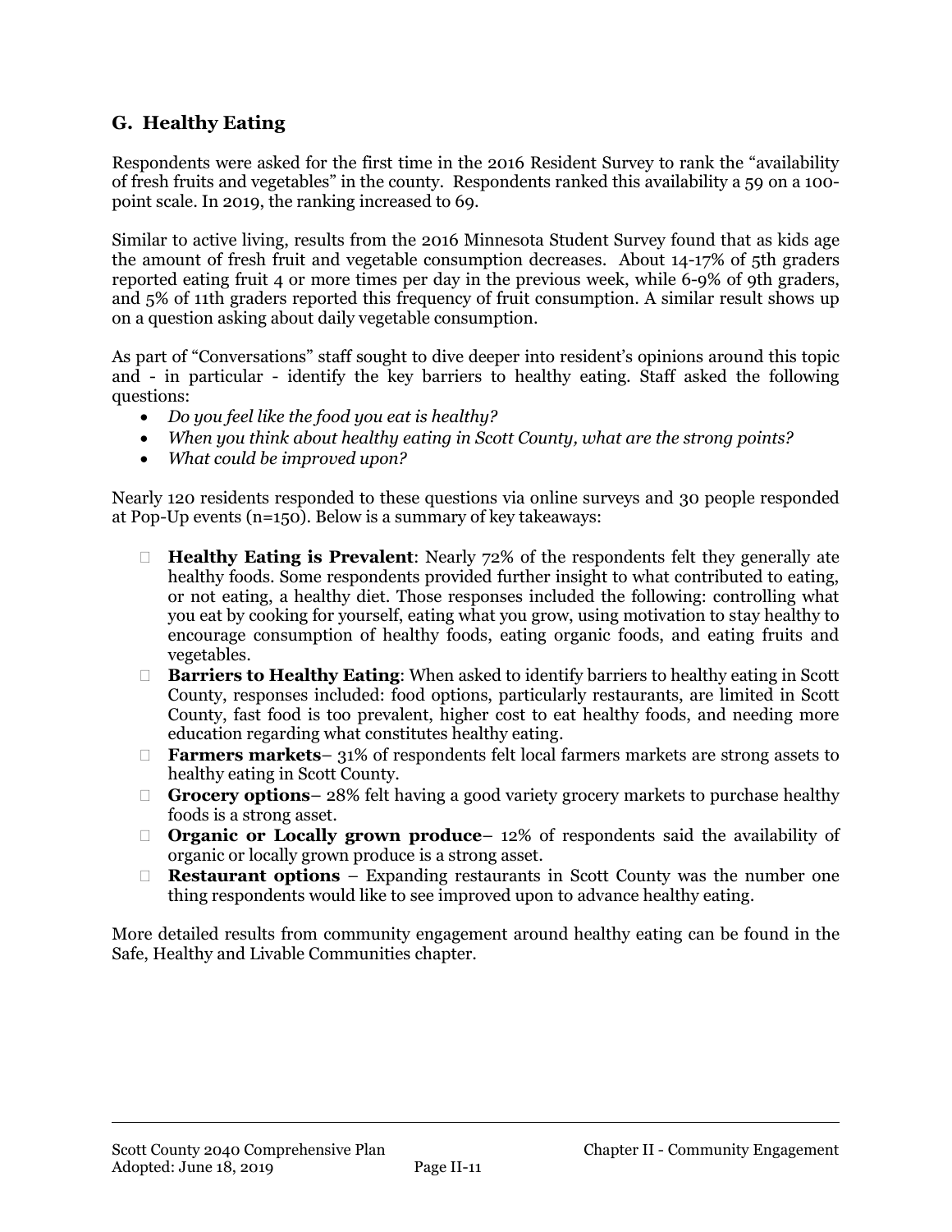## G. Healthy Eating

Respondents were asked for the first time in the 2016 Resident Survey to rank the "availability of fresh fruits and vegetables" in the county. Respondents ranked this availability a 59 on a 100-point scale. In 2019, the ranking increased to 69.

Similar to active living, results from the 2016 Minnesota Student Survey found that as kids age the amount of fresh fruit and vegetable consumption decreases. About 14-17% of 5th graders reported eating fruit 4 or more times per day in the previous week, while 6-9% of 9th graders, and 5% of 11th graders reported this frequency of fruit consumption. A similar result shows up on a question asking about daily vegetable consumption.

As part of "Conversations" staff sought to dive deeper into resident's opinions around this topic and - in particular - identify the key barriers to healthy eating. Staff asked the following questions:

- *Do you feel like the food you eat is healthy?*
- *When you think about healthy eating in Scott County, what are the strong points?*
- *What could be improved upon?*

Nearly 120 residents responded to these questions via online surveys and 30 people responded at Pop-Up events (n=150). Below is a summary of key takeaways:

- **Healthy Eating is Prevalent**: Nearly 72% of the respondents felt they generally ate healthy foods. Some respondents provided further insight to what contributed to eating, or not eating, a healthy diet. Those responses included the following: controlling what you eat by cooking for yourself, eating what you grow, using motivation to stay healthy to encourage consumption of healthy foods, eating organic foods, and eating fruits and vegetables.
- **Barriers to Healthy Eating**: When asked to identify barriers to healthy eating in Scott County, responses included: food options, particularly restaurants, are limited in Scott County, fast food is too prevalent, higher cost to eat healthy foods, and needing more education regarding what constitutes healthy eating.
- **Farmers markets**– 31% of respondents felt local farmers markets are strong assets to healthy eating in Scott County.
- **Grocery options**– 28% felt having a good variety grocery markets to purchase healthy foods is a strong asset.
- **Organic or Locally grown produce**– 12% of respondents said the availability of organic or locally grown produce is a strong asset.
- **Restaurant options** – Expanding restaurants in Scott County was the number one thing respondents would like to see improved upon to advance healthy eating.

More detailed results from community engagement around healthy eating can be found in the Safe, Healthy and Livable Communities chapter.